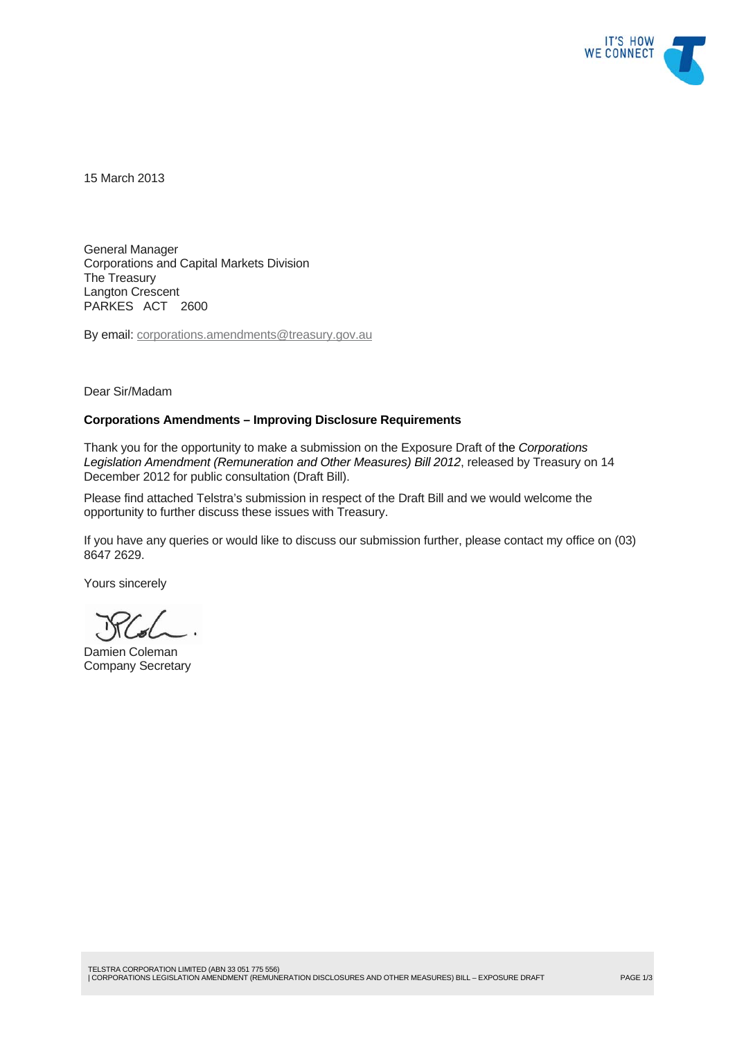15 March 2013

General Manager
Corporations and Capital Markets Division
The Treasury
Langton Crescent
PARKES ACT 2600

By email: corporations.amendments@treasury.gov.au

Dear Sir/Madam

**Corporations Amendments – Improving Disclosure Requirements**

Thank you for the opportunity to make a submission on the Exposure Draft of the *Corporations Legislation Amendment (Remuneration and Other Measures) Bill 2012*, released by Treasury on 14 December 2012 for public consultation (Draft Bill).

Please find attached Telstra's submission in respect of the Draft Bill and we would welcome the opportunity to further discuss these issues with Treasury.

If you have any queries or would like to discuss our submission further, please contact my office on (03) 8647 2629.

Yours sincerely

Damien Coleman
Company Secretary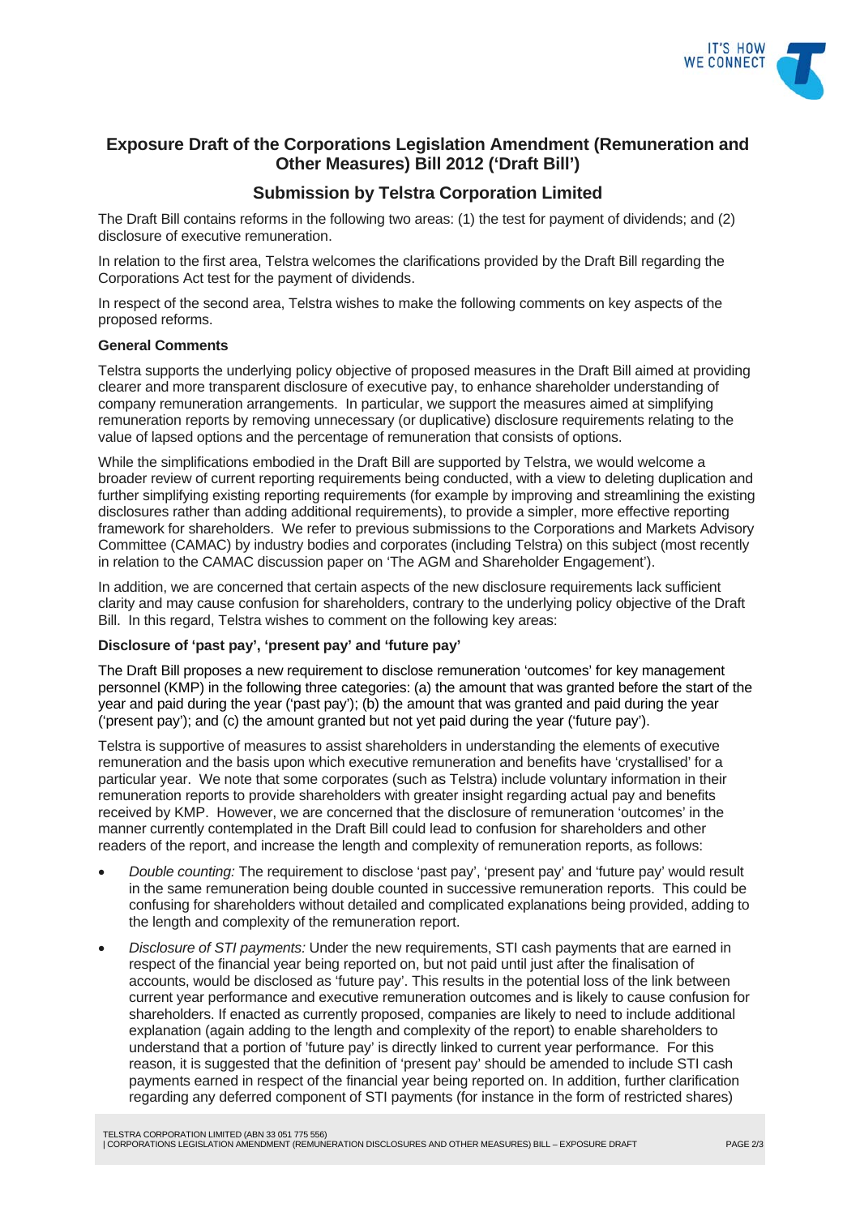## Exposure Draft of the Corporations Legislation Amendment (Remuneration and Other Measures) Bill 2012 ('Draft Bill')

## Submission by Telstra Corporation Limited

The Draft Bill contains reforms in the following two areas: (1) the test for payment of dividends; and (2) disclosure of executive remuneration.

In relation to the first area, Telstra welcomes the clarifications provided by the Draft Bill regarding the Corporations Act test for the payment of dividends.

In respect of the second area, Telstra wishes to make the following comments on key aspects of the proposed reforms.

**General Comments**

Telstra supports the underlying policy objective of proposed measures in the Draft Bill aimed at providing clearer and more transparent disclosure of executive pay, to enhance shareholder understanding of company remuneration arrangements. In particular, we support the measures aimed at simplifying remuneration reports by removing unnecessary (or duplicative) disclosure requirements relating to the value of lapsed options and the percentage of remuneration that consists of options.

While the simplifications embodied in the Draft Bill are supported by Telstra, we would welcome a broader review of current reporting requirements being conducted, with a view to deleting duplication and further simplifying existing reporting requirements (for example by improving and streamlining the existing disclosures rather than adding additional requirements), to provide a simpler, more effective reporting framework for shareholders. We refer to previous submissions to the Corporations and Markets Advisory Committee (CAMAC) by industry bodies and corporates (including Telstra) on this subject (most recently in relation to the CAMAC discussion paper on 'The AGM and Shareholder Engagement').

In addition, we are concerned that certain aspects of the new disclosure requirements lack sufficient clarity and may cause confusion for shareholders, contrary to the underlying policy objective of the Draft Bill. In this regard, Telstra wishes to comment on the following key areas:

**Disclosure of 'past pay', 'present pay' and 'future pay'**

The Draft Bill proposes a new requirement to disclose remuneration 'outcomes' for key management personnel (KMP) in the following three categories: (a) the amount that was granted before the start of the year and paid during the year ('past pay'); (b) the amount that was granted and paid during the year ('present pay'); and (c) the amount granted but not yet paid during the year ('future pay').

Telstra is supportive of measures to assist shareholders in understanding the elements of executive remuneration and the basis upon which executive remuneration and benefits have 'crystallised' for a particular year. We note that some corporates (such as Telstra) include voluntary information in their remuneration reports to provide shareholders with greater insight regarding actual pay and benefits received by KMP. However, we are concerned that the disclosure of remuneration 'outcomes' in the manner currently contemplated in the Draft Bill could lead to confusion for shareholders and other readers of the report, and increase the length and complexity of remuneration reports, as follows:

- *Double counting:* The requirement to disclose 'past pay', 'present pay' and 'future pay' would result in the same remuneration being double counted in successive remuneration reports. This could be confusing for shareholders without detailed and complicated explanations being provided, adding to the length and complexity of the remuneration report.
- *Disclosure of STI payments:* Under the new requirements, STI cash payments that are earned in respect of the financial year being reported on, but not paid until just after the finalisation of accounts, would be disclosed as 'future pay'. This results in the potential loss of the link between current year performance and executive remuneration outcomes and is likely to cause confusion for shareholders. If enacted as currently proposed, companies are likely to need to include additional explanation (again adding to the length and complexity of the report) to enable shareholders to understand that a portion of 'future pay' is directly linked to current year performance. For this reason, it is suggested that the definition of 'present pay' should be amended to include STI cash payments earned in respect of the financial year being reported on. In addition, further clarification regarding any deferred component of STI payments (for instance in the form of restricted shares)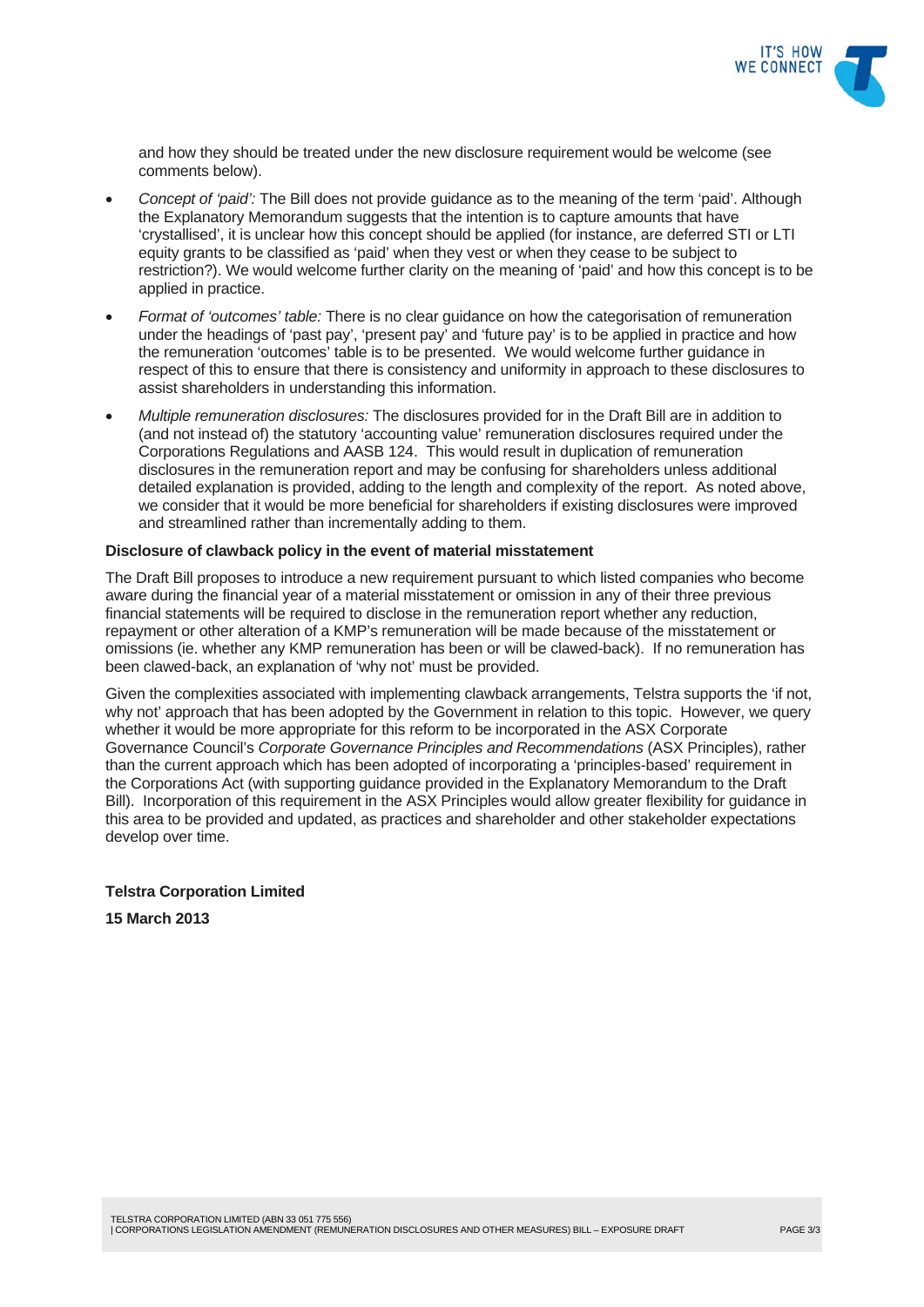and how they should be treated under the new disclosure requirement would be welcome (see comments below).

- *Concept of 'paid':* The Bill does not provide guidance as to the meaning of the term 'paid'. Although the Explanatory Memorandum suggests that the intention is to capture amounts that have 'crystallised', it is unclear how this concept should be applied (for instance, are deferred STI or LTI equity grants to be classified as 'paid' when they vest or when they cease to be subject to restriction?). We would welcome further clarity on the meaning of 'paid' and how this concept is to be applied in practice.
- *Format of 'outcomes' table:* There is no clear guidance on how the categorisation of remuneration under the headings of 'past pay', 'present pay' and 'future pay' is to be applied in practice and how the remuneration 'outcomes' table is to be presented. We would welcome further guidance in respect of this to ensure that there is consistency and uniformity in approach to these disclosures to assist shareholders in understanding this information.
- *Multiple remuneration disclosures:* The disclosures provided for in the Draft Bill are in addition to (and not instead of) the statutory 'accounting value' remuneration disclosures required under the Corporations Regulations and AASB 124. This would result in duplication of remuneration disclosures in the remuneration report and may be confusing for shareholders unless additional detailed explanation is provided, adding to the length and complexity of the report. As noted above, we consider that it would be more beneficial for shareholders if existing disclosures were improved and streamlined rather than incrementally adding to them.

**Disclosure of clawback policy in the event of material misstatement**

The Draft Bill proposes to introduce a new requirement pursuant to which listed companies who become aware during the financial year of a material misstatement or omission in any of their three previous financial statements will be required to disclose in the remuneration report whether any reduction, repayment or other alteration of a KMP's remuneration will be made because of the misstatement or omissions (ie. whether any KMP remuneration has been or will be clawed-back). If no remuneration has been clawed-back, an explanation of 'why not' must be provided.

Given the complexities associated with implementing clawback arrangements, Telstra supports the 'if not, why not' approach that has been adopted by the Government in relation to this topic. However, we query whether it would be more appropriate for this reform to be incorporated in the ASX Corporate Governance Council's *Corporate Governance Principles and Recommendations* (ASX Principles), rather than the current approach which has been adopted of incorporating a 'principles-based' requirement in the Corporations Act (with supporting guidance provided in the Explanatory Memorandum to the Draft Bill). Incorporation of this requirement in the ASX Principles would allow greater flexibility for guidance in this area to be provided and updated, as practices and shareholder and other stakeholder expectations develop over time.

**Telstra Corporation Limited**

**15 March 2013**